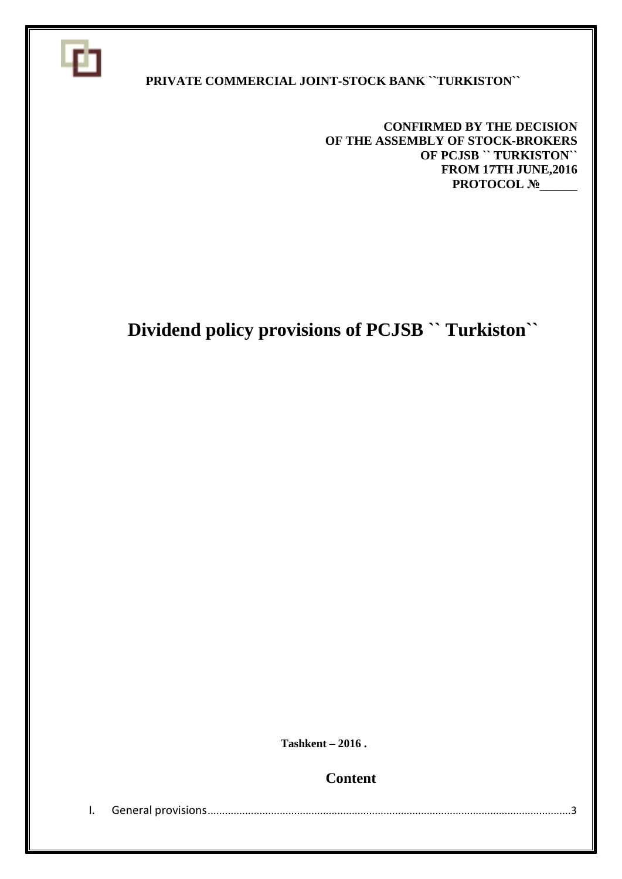**PRIVATE COMMERCIAL JOINT-STOCK BANK ``TURKISTON``**

**CONFIRMED BY THE DECISION**
**OF THE ASSEMBLY OF STOCK-BROKERS**
**OF PCJSB `` TURKISTON``**
**FROM 17TH JUNE,2016**
**PROTOCOL №______**

# Dividend policy provisions of PCJSB `` Turkiston``

**Tashkent – 2016 .**

## Content

I. General provisions..........................................................................................................................3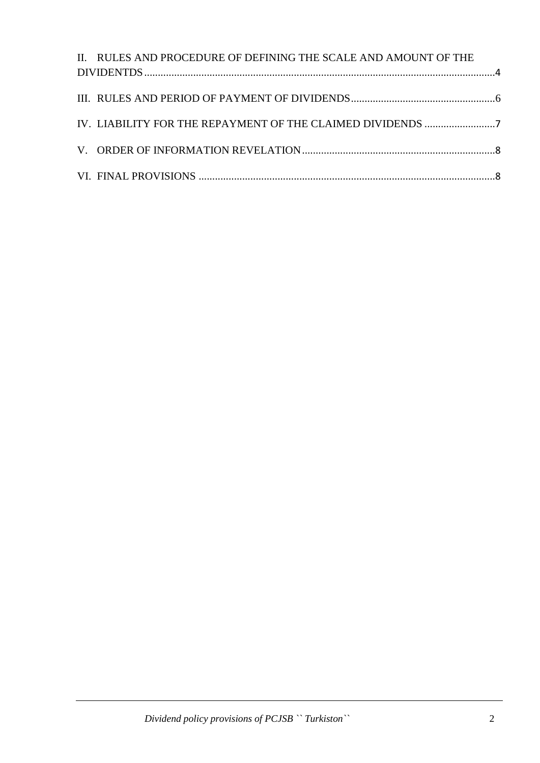II. RULES AND PROCEDURE OF DEFINING THE SCALE AND AMOUNT OF THE DIVIDENTDS ........ 4

III. RULES AND PERIOD OF PAYMENT OF DIVIDENDS ........ 6

IV. LIABILITY FOR THE REPAYMENT OF THE CLAIMED DIVIDENDS ........ 7

V. ORDER OF INFORMATION REVELATION ........ 8

VI. FINAL PROVISIONS ........ 8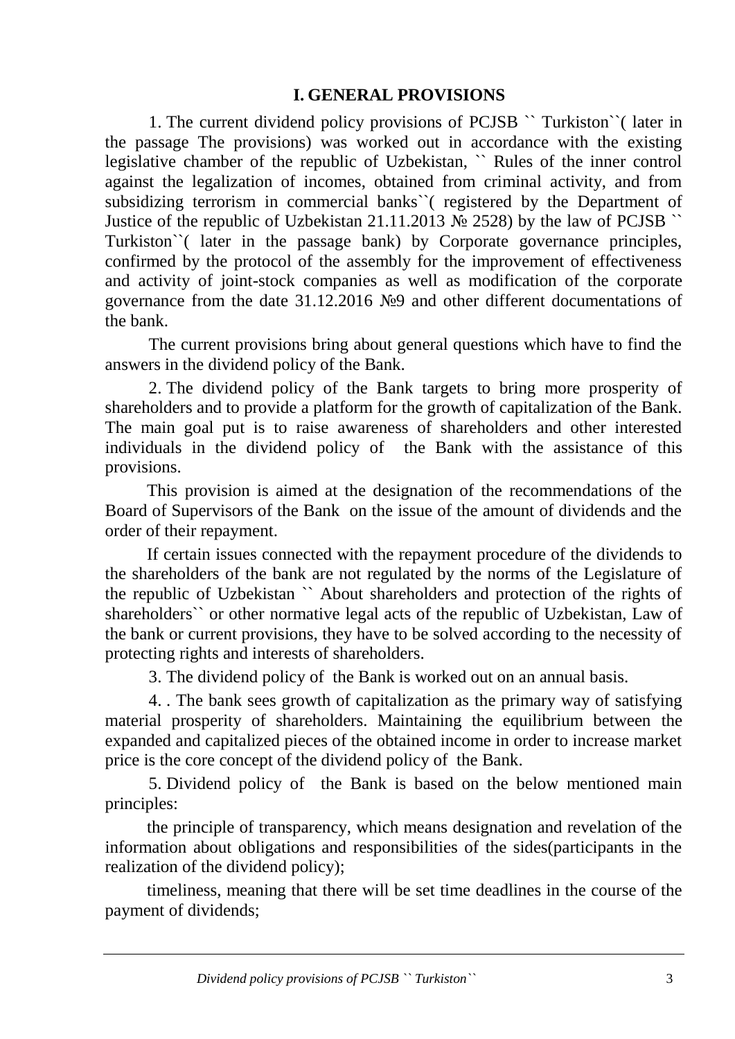## I. GENERAL PROVISIONS

1. The current dividend policy provisions of PCJSB `` Turkiston``( later in the passage The provisions) was worked out in accordance with the existing legislative chamber of the republic of Uzbekistan, `` Rules of the inner control against the legalization of incomes, obtained from criminal activity, and from subsidizing terrorism in commercial banks``( registered by the Department of Justice of the republic of Uzbekistan 21.11.2013 № 2528) by the law of PCJSB `` Turkiston``( later in the passage bank) by Corporate governance principles, confirmed by the protocol of the assembly for the improvement of effectiveness and activity of joint-stock companies as well as modification of the corporate governance from the date 31.12.2016 №9 and other different documentations of the bank.

The current provisions bring about general questions which have to find the answers in the dividend policy of the Bank.

2. The dividend policy of the Bank targets to bring more prosperity of shareholders and to provide a platform for the growth of capitalization of the Bank. The main goal put is to raise awareness of shareholders and other interested individuals in the dividend policy of the Bank with the assistance of this provisions.

This provision is aimed at the designation of the recommendations of the Board of Supervisors of the Bank on the issue of the amount of dividends and the order of their repayment.

If certain issues connected with the repayment procedure of the dividends to the shareholders of the bank are not regulated by the norms of the Legislature of the republic of Uzbekistan `` About shareholders and protection of the rights of shareholders`` or other normative legal acts of the republic of Uzbekistan, Law of the bank or current provisions, they have to be solved according to the necessity of protecting rights and interests of shareholders.

3. The dividend policy of the Bank is worked out on an annual basis.

4. . The bank sees growth of capitalization as the primary way of satisfying material prosperity of shareholders. Maintaining the equilibrium between the expanded and capitalized pieces of the obtained income in order to increase market price is the core concept of the dividend policy of the Bank.

5. Dividend policy of the Bank is based on the below mentioned main principles:

the principle of transparency, which means designation and revelation of the information about obligations and responsibilities of the sides(participants in the realization of the dividend policy);

timeliness, meaning that there will be set time deadlines in the course of the payment of dividends;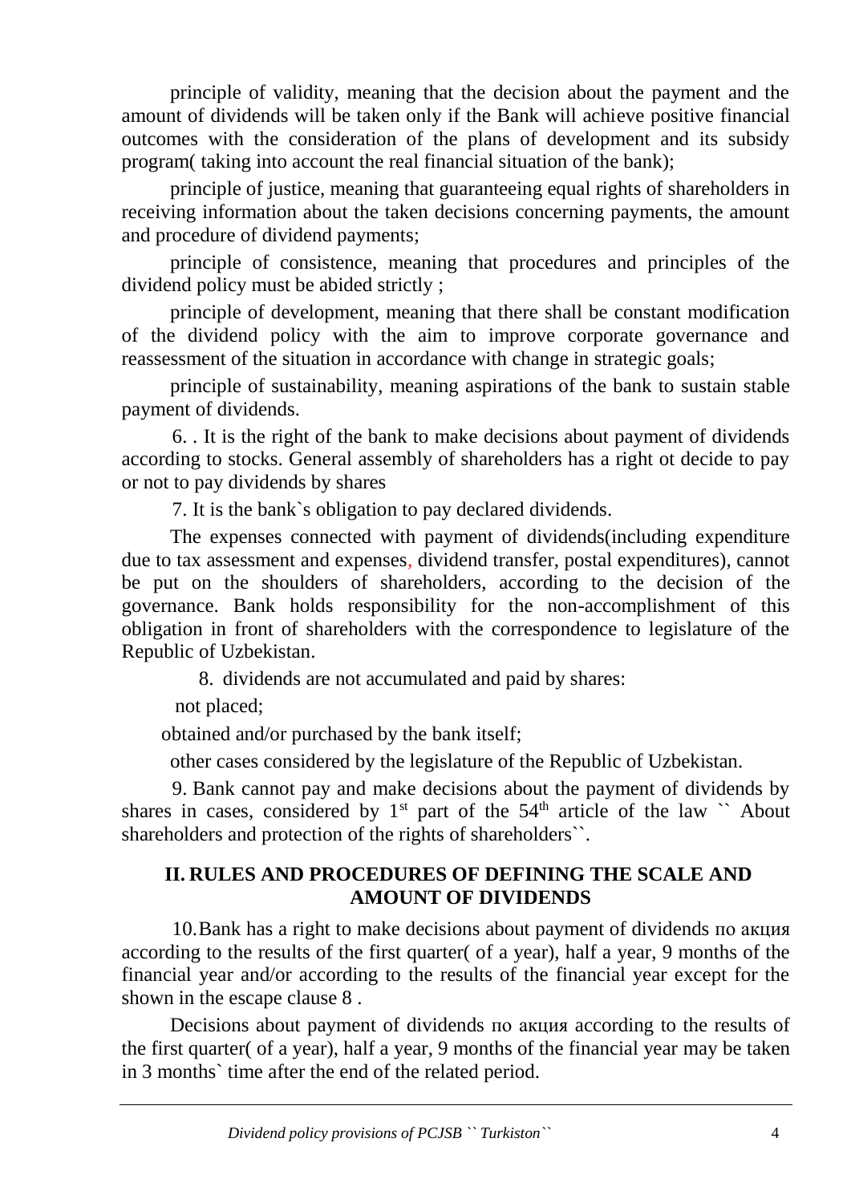principle of validity, meaning that the decision about the payment and the amount of dividends will be taken only if the Bank will achieve positive financial outcomes with the consideration of the plans of development and its subsidy program( taking into account the real financial situation of the bank);

principle of justice, meaning that guaranteeing equal rights of shareholders in receiving information about the taken decisions concerning payments, the amount and procedure of dividend payments;

principle of consistence, meaning that procedures and principles of the dividend policy must be abided strictly ;

principle of development, meaning that there shall be constant modification of the dividend policy with the aim to improve corporate governance and reassessment of the situation in accordance with change in strategic goals;

principle of sustainability, meaning aspirations of the bank to sustain stable payment of dividends.

6. . It is the right of the bank to make decisions about payment of dividends according to stocks. General assembly of shareholders has a right ot decide to pay or not to pay dividends by shares

7. It is the bank`s obligation to pay declared dividends.

The expenses connected with payment of dividends(including expenditure due to tax assessment and expenses, dividend transfer, postal expenditures), cannot be put on the shoulders of shareholders, according to the decision of the governance. Bank holds responsibility for the non-accomplishment of this obligation in front of shareholders with the correspondence to legislature of the Republic of Uzbekistan.

8. dividends are not accumulated and paid by shares:

not placed;

obtained and/or purchased by the bank itself;

other cases considered by the legislature of the Republic of Uzbekistan.

9. Bank cannot pay and make decisions about the payment of dividends by shares in cases, considered by 1st part of the 54th article of the law `` About shareholders and protection of the rights of shareholders``.

## II. RULES AND PROCEDURES OF DEFINING THE SCALE AND AMOUNT OF DIVIDENDS

10.Bank has a right to make decisions about payment of dividends по акция according to the results of the first quarter( of a year), half a year, 9 months of the financial year and/or according to the results of the financial year except for the shown in the escape clause 8 .

Decisions about payment of dividends по акция according to the results of the first quarter( of a year), half a year, 9 months of the financial year may be taken in 3 months` time after the end of the related period.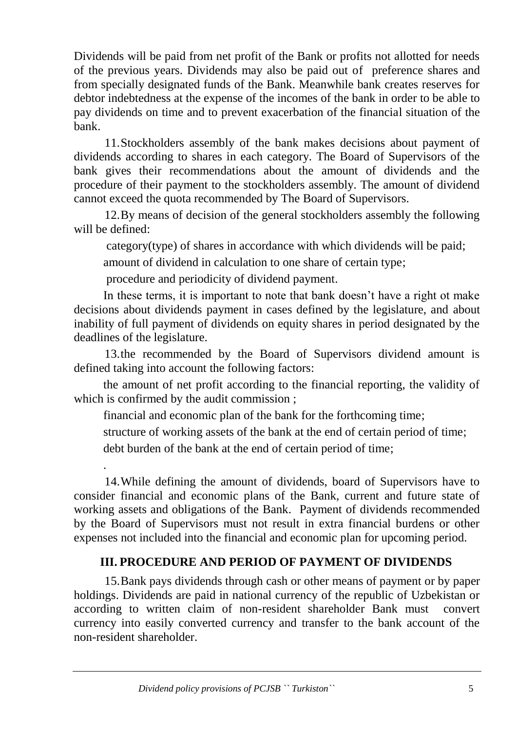Dividends will be paid from net profit of the Bank or profits not allotted for needs of the previous years. Dividends may also be paid out of preference shares and from specially designated funds of the Bank. Meanwhile bank creates reserves for debtor indebtedness at the expense of the incomes of the bank in order to be able to pay dividends on time and to prevent exacerbation of the financial situation of the bank.

11. Stockholders assembly of the bank makes decisions about payment of dividends according to shares in each category. The Board of Supervisors of the bank gives their recommendations about the amount of dividends and the procedure of their payment to the stockholders assembly. The amount of dividend cannot exceed the quota recommended by The Board of Supervisors.

12. By means of decision of the general stockholders assembly the following will be defined:

category(type) of shares in accordance with which dividends will be paid;

amount of dividend in calculation to one share of certain type;

procedure and periodicity of dividend payment.

In these terms, it is important to note that bank doesn't have a right ot make decisions about dividends payment in cases defined by the legislature, and about inability of full payment of dividends on equity shares in period designated by the deadlines of the legislature.

13. the recommended by the Board of Supervisors dividend amount is defined taking into account the following factors:

the amount of net profit according to the financial reporting, the validity of which is confirmed by the audit commission ;

financial and economic plan of the bank for the forthcoming time;

structure of working assets of the bank at the end of certain period of time;

debt burden of the bank at the end of certain period of time;

.

14. While defining the amount of dividends, board of Supervisors have to consider financial and economic plans of the Bank, current and future state of working assets and obligations of the Bank. Payment of dividends recommended by the Board of Supervisors must not result in extra financial burdens or other expenses not included into the financial and economic plan for upcoming period.

## III. PROCEDURE AND PERIOD OF PAYMENT OF DIVIDENDS

15. Bank pays dividends through cash or other means of payment or by paper holdings. Dividends are paid in national currency of the republic of Uzbekistan or according to written claim of non-resident shareholder Bank must convert currency into easily converted currency and transfer to the bank account of the non-resident shareholder.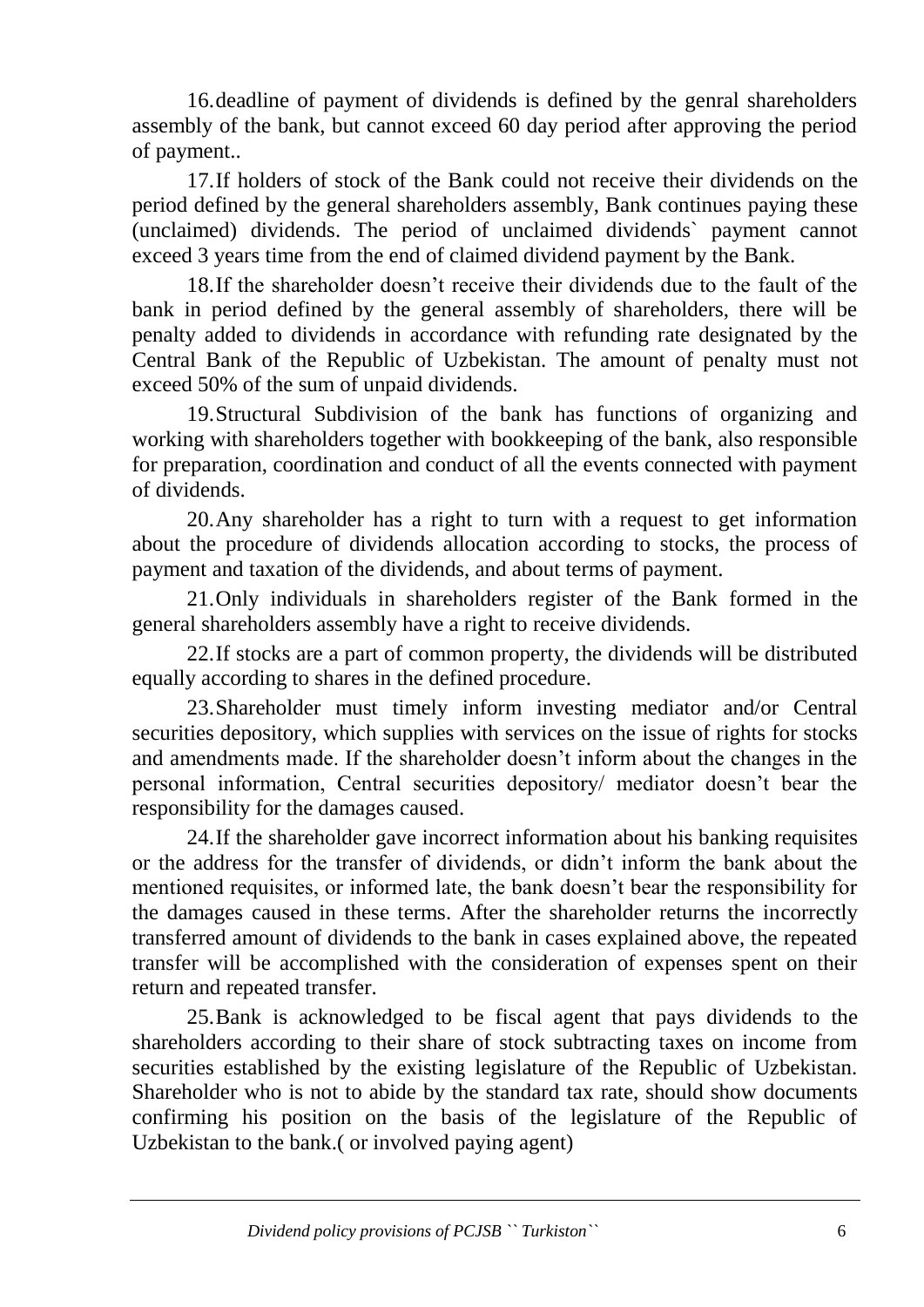16. deadline of payment of dividends is defined by the genral shareholders assembly of the bank, but cannot exceed 60 day period after approving the period of payment..

17. If holders of stock of the Bank could not receive their dividends on the period defined by the general shareholders assembly, Bank continues paying these (unclaimed) dividends. The period of unclaimed dividends` payment cannot exceed 3 years time from the end of claimed dividend payment by the Bank.

18. If the shareholder doesn't receive their dividends due to the fault of the bank in period defined by the general assembly of shareholders, there will be penalty added to dividends in accordance with refunding rate designated by the Central Bank of the Republic of Uzbekistan. The amount of penalty must not exceed 50% of the sum of unpaid dividends.

19. Structural Subdivision of the bank has functions of organizing and working with shareholders together with bookkeeping of the bank, also responsible for preparation, coordination and conduct of all the events connected with payment of dividends.

20. Any shareholder has a right to turn with a request to get information about the procedure of dividends allocation according to stocks, the process of payment and taxation of the dividends, and about terms of payment.

21. Only individuals in shareholders register of the Bank formed in the general shareholders assembly have a right to receive dividends.

22. If stocks are a part of common property, the dividends will be distributed equally according to shares in the defined procedure.

23. Shareholder must timely inform investing mediator and/or Central securities depository, which supplies with services on the issue of rights for stocks and amendments made. If the shareholder doesn't inform about the changes in the personal information, Central securities depository/ mediator doesn't bear the responsibility for the damages caused.

24. If the shareholder gave incorrect information about his banking requisites or the address for the transfer of dividends, or didn't inform the bank about the mentioned requisites, or informed late, the bank doesn't bear the responsibility for the damages caused in these terms. After the shareholder returns the incorrectly transferred amount of dividends to the bank in cases explained above, the repeated transfer will be accomplished with the consideration of expenses spent on their return and repeated transfer.

25. Bank is acknowledged to be fiscal agent that pays dividends to the shareholders according to their share of stock subtracting taxes on income from securities established by the existing legislature of the Republic of Uzbekistan. Shareholder who is not to abide by the standard tax rate, should show documents confirming his position on the basis of the legislature of the Republic of Uzbekistan to the bank.( or involved paying agent)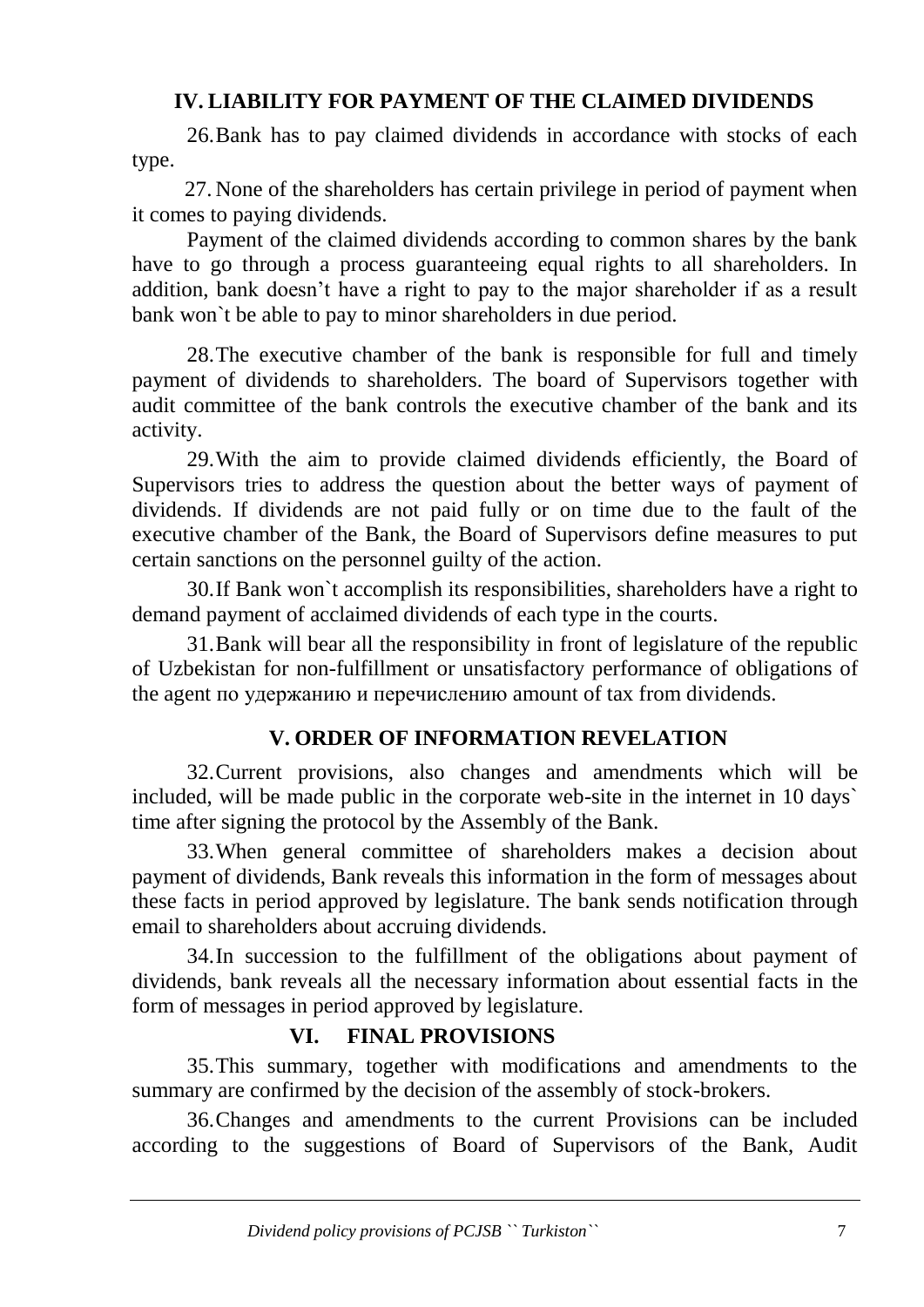## IV. LIABILITY FOR PAYMENT OF THE CLAIMED DIVIDENDS

26. Bank has to pay claimed dividends in accordance with stocks of each type.

27. None of the shareholders has certain privilege in period of payment when it comes to paying dividends.

Payment of the claimed dividends according to common shares by the bank have to go through a process guaranteeing equal rights to all shareholders. In addition, bank doesn't have a right to pay to the major shareholder if as a result bank won`t be able to pay to minor shareholders in due period.

28. The executive chamber of the bank is responsible for full and timely payment of dividends to shareholders. The board of Supervisors together with audit committee of the bank controls the executive chamber of the bank and its activity.

29. With the aim to provide claimed dividends efficiently, the Board of Supervisors tries to address the question about the better ways of payment of dividends. If dividends are not paid fully or on time due to the fault of the executive chamber of the Bank, the Board of Supervisors define measures to put certain sanctions on the personnel guilty of the action.

30. If Bank won`t accomplish its responsibilities, shareholders have a right to demand payment of acclaimed dividends of each type in the courts.

31. Bank will bear all the responsibility in front of legislature of the republic of Uzbekistan for non-fulfillment or unsatisfactory performance of obligations of the agent по удержанию и перечислению amount of tax from dividends.

## V. ORDER OF INFORMATION REVELATION

32. Current provisions, also changes and amendments which will be included, will be made public in the corporate web-site in the internet in 10 days` time after signing the protocol by the Assembly of the Bank.

33. When general committee of shareholders makes a decision about payment of dividends, Bank reveals this information in the form of messages about these facts in period approved by legislature. The bank sends notification through email to shareholders about accruing dividends.

34. In succession to the fulfillment of the obligations about payment of dividends, bank reveals all the necessary information about essential facts in the form of messages in period approved by legislature.

## VI. FINAL PROVISIONS

35. This summary, together with modifications and amendments to the summary are confirmed by the decision of the assembly of stock-brokers.

36. Changes and amendments to the current Provisions can be included according to the suggestions of Board of Supervisors of the Bank, Audit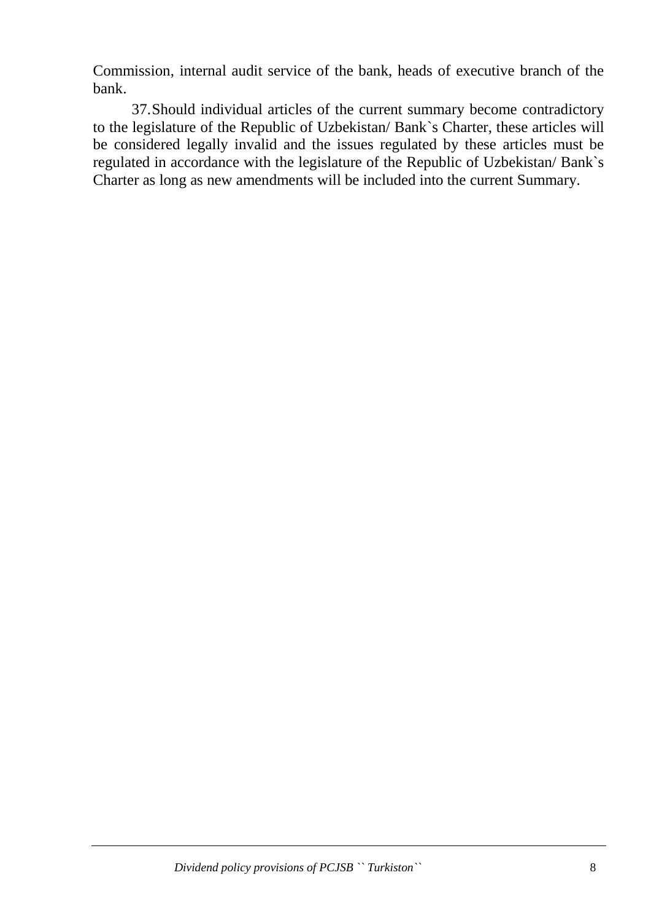Commission, internal audit service of the bank, heads of executive branch of the bank.

37. Should individual articles of the current summary become contradictory to the legislature of the Republic of Uzbekistan/ Bank`s Charter, these articles will be considered legally invalid and the issues regulated by these articles must be regulated in accordance with the legislature of the Republic of Uzbekistan/ Bank`s Charter as long as new amendments will be included into the current Summary.